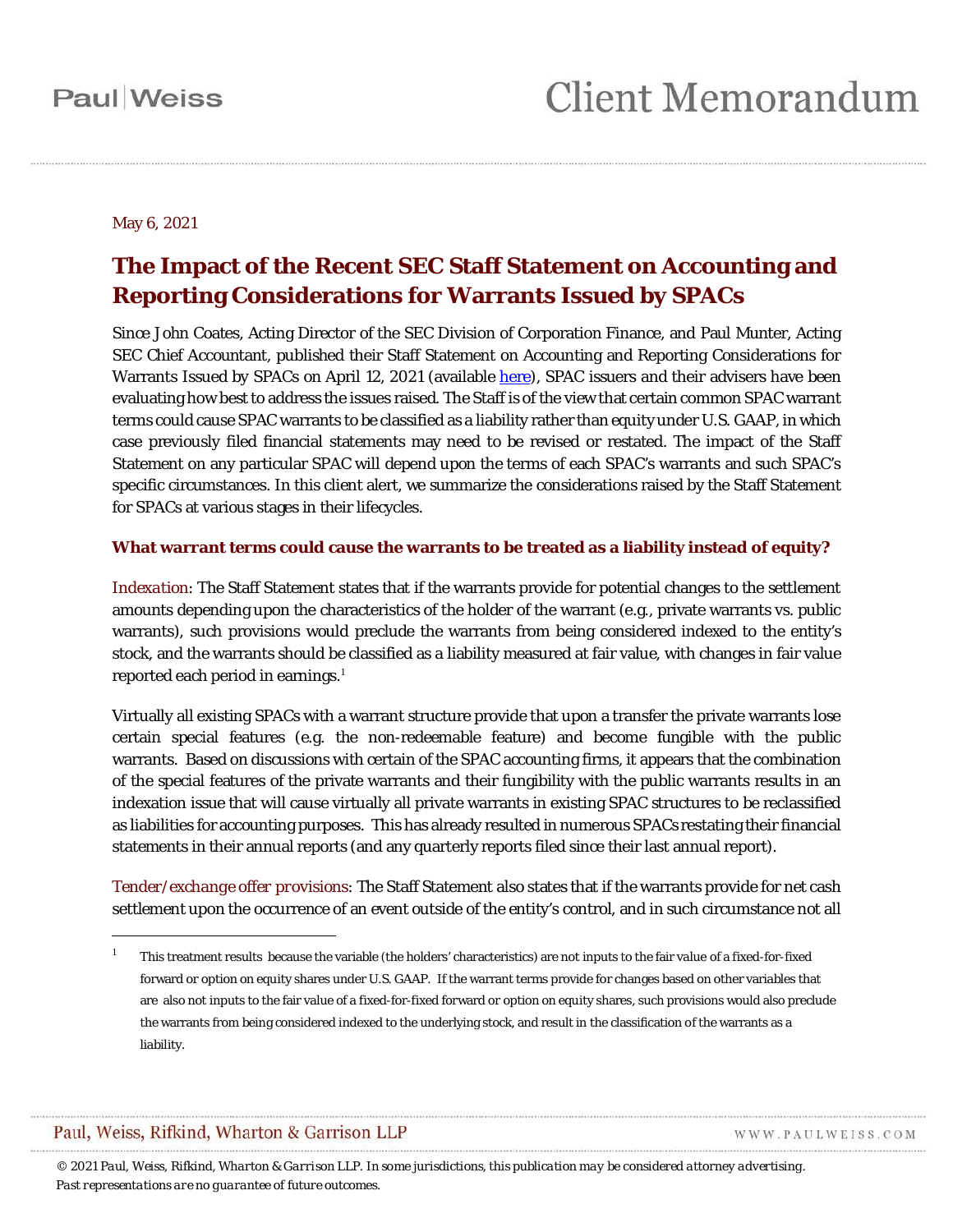May 6, 2021

# The Impact of the Recent SEC Staff Statement on Accounting and Reporting Considerations for Warrants Issued by SPACs

Since John Coates, Acting Director of the SEC Division of Corporation Finance, and Paul Munter, Acting SEC Chief Accountant, published their Staff Statement on Accounting and Reporting Considerations for Warrants Issued by SPACs on April 12, 2021 (available here), SPAC issuers and their advisers have been evaluating how best to address the issues raised. The Staff is of the view that certain common SPAC warrant terms could cause SPAC warrants to be classified as a liability rather than equity under U.S. GAAP, in which case previously filed financial statements may need to be revised or restated. The impact of the Staff Statement on any particular SPAC will depend upon the terms of each SPAC's warrants and such SPAC's specific circumstances. In this client alert, we summarize the considerations raised by the Staff Statement for SPACs at various stages in their lifecycles.

### What warrant terms could cause the warrants to be treated as a liability instead of equity?

*Indexation*: The Staff Statement states that if the warrants provide for potential changes to the settlement amounts depending upon the characteristics of the holder of the warrant (e.g., private warrants vs. public warrants), such provisions would preclude the warrants from being considered indexed to the entity's stock, and the warrants should be classified as a liability measured at fair value, with changes in fair value reported each period in earnings.[1]

Virtually all existing SPACs with a warrant structure provide that upon a transfer the private warrants lose certain special features (e.g. the non-redeemable feature) and become fungible with the public warrants. Based on discussions with certain of the SPAC accounting firms, it appears that the combination of the special features of the private warrants and their fungibility with the public warrants results in an indexation issue that will cause virtually all private warrants in existing SPAC structures to be reclassified as liabilities for accounting purposes. This has already resulted in numerous SPACs restating their financial statements in their annual reports (and any quarterly reports filed since their last annual report).

*Tender/exchange offer provisions*: The Staff Statement also states that if the warrants provide for net cash settlement upon the occurrence of an event outside of the entity's control, and in such circumstance not all

---

[1] This treatment results because the variable (the holders' characteristics) are not inputs to the fair value of a fixed-for-fixed forward or option on equity shares under U.S. GAAP. If the warrant terms provide for changes based on other variables that are also not inputs to the fair value of a fixed-for-fixed forward or option on equity shares, such provisions would also preclude the warrants from being considered indexed to the underlying stock, and result in the classification of the warrants as a liability.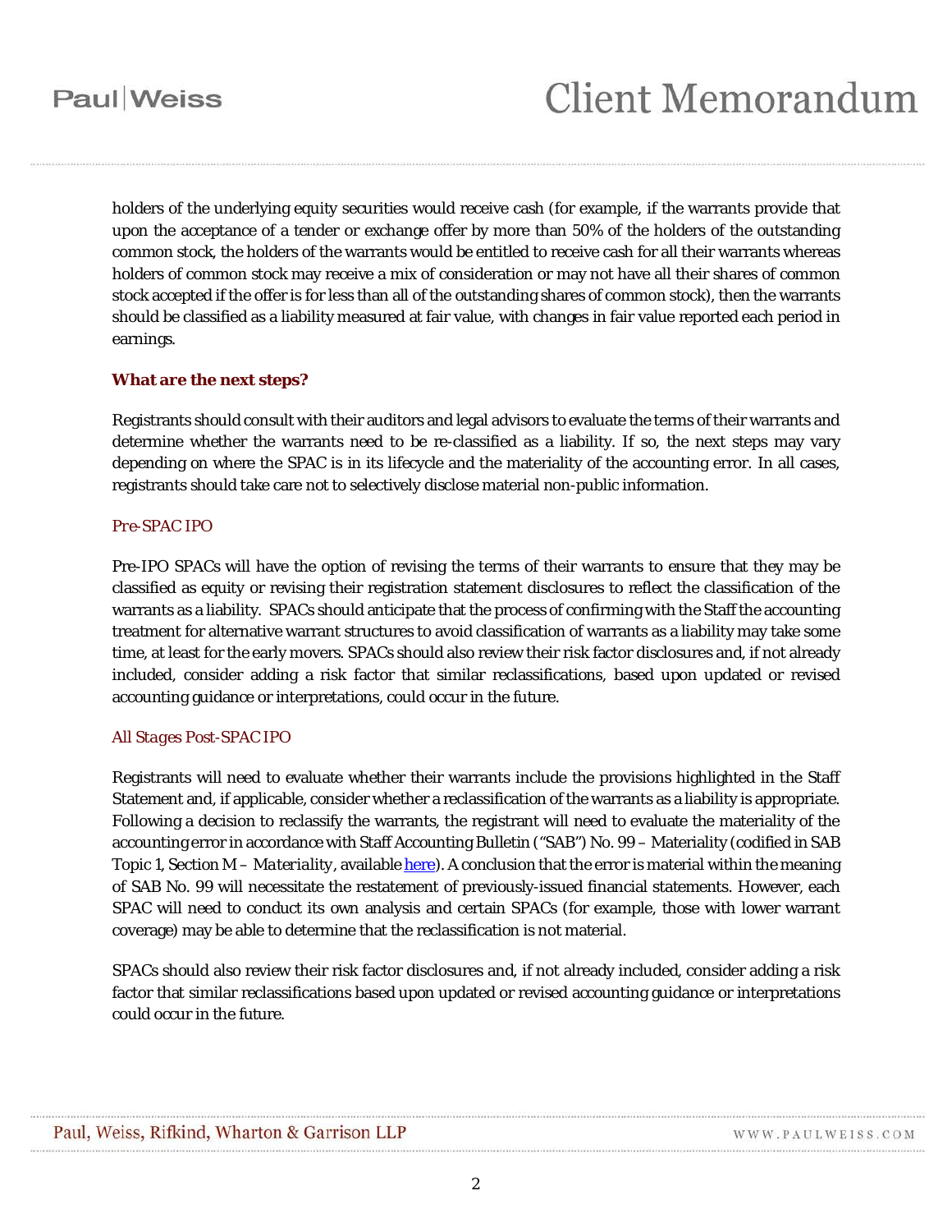holders of the underlying equity securities would receive cash (for example, if the warrants provide that upon the acceptance of a tender or exchange offer by more than 50% of the holders of the outstanding common stock, the holders of the warrants would be entitled to receive cash for all their warrants whereas holders of common stock may receive a mix of consideration or may not have all their shares of common stock accepted if the offer is for less than all of the outstanding shares of common stock), then the warrants should be classified as a liability measured at fair value, with changes in fair value reported each period in earnings.

**What are the next steps?**

Registrants should consult with their auditors and legal advisors to evaluate the terms of their warrants and determine whether the warrants need to be re-classified as a liability. If so, the next steps may vary depending on where the SPAC is in its lifecycle and the materiality of the accounting error. In all cases, registrants should take care not to selectively disclose material non-public information.

*Pre-SPAC IPO*

Pre-IPO SPACs will have the option of revising the terms of their warrants to ensure that they may be classified as equity or revising their registration statement disclosures to reflect the classification of the warrants as a liability. SPACs should anticipate that the process of confirming with the Staff the accounting treatment for alternative warrant structures to avoid classification of warrants as a liability may take some time, at least for the early movers. SPACs should also review their risk factor disclosures and, if not already included, consider adding a risk factor that similar reclassifications, based upon updated or revised accounting guidance or interpretations, could occur in the future.

*All Stages Post-SPAC IPO*

Registrants will need to evaluate whether their warrants include the provisions highlighted in the Staff Statement and, if applicable, consider whether a reclassification of the warrants as a liability is appropriate. Following a decision to reclassify the warrants, the registrant will need to evaluate the materiality of the accounting error in accordance with Staff Accounting Bulletin ("SAB") No. 99 – Materiality (codified in SAB Topic 1, Section M – *Materiality*, available here). A conclusion that the error is material within the meaning of SAB No. 99 will necessitate the restatement of previously-issued financial statements. However, each SPAC will need to conduct its own analysis and certain SPACs (for example, those with lower warrant coverage) may be able to determine that the reclassification is not material.

SPACs should also review their risk factor disclosures and, if not already included, consider adding a risk factor that similar reclassifications based upon updated or revised accounting guidance or interpretations could occur in the future.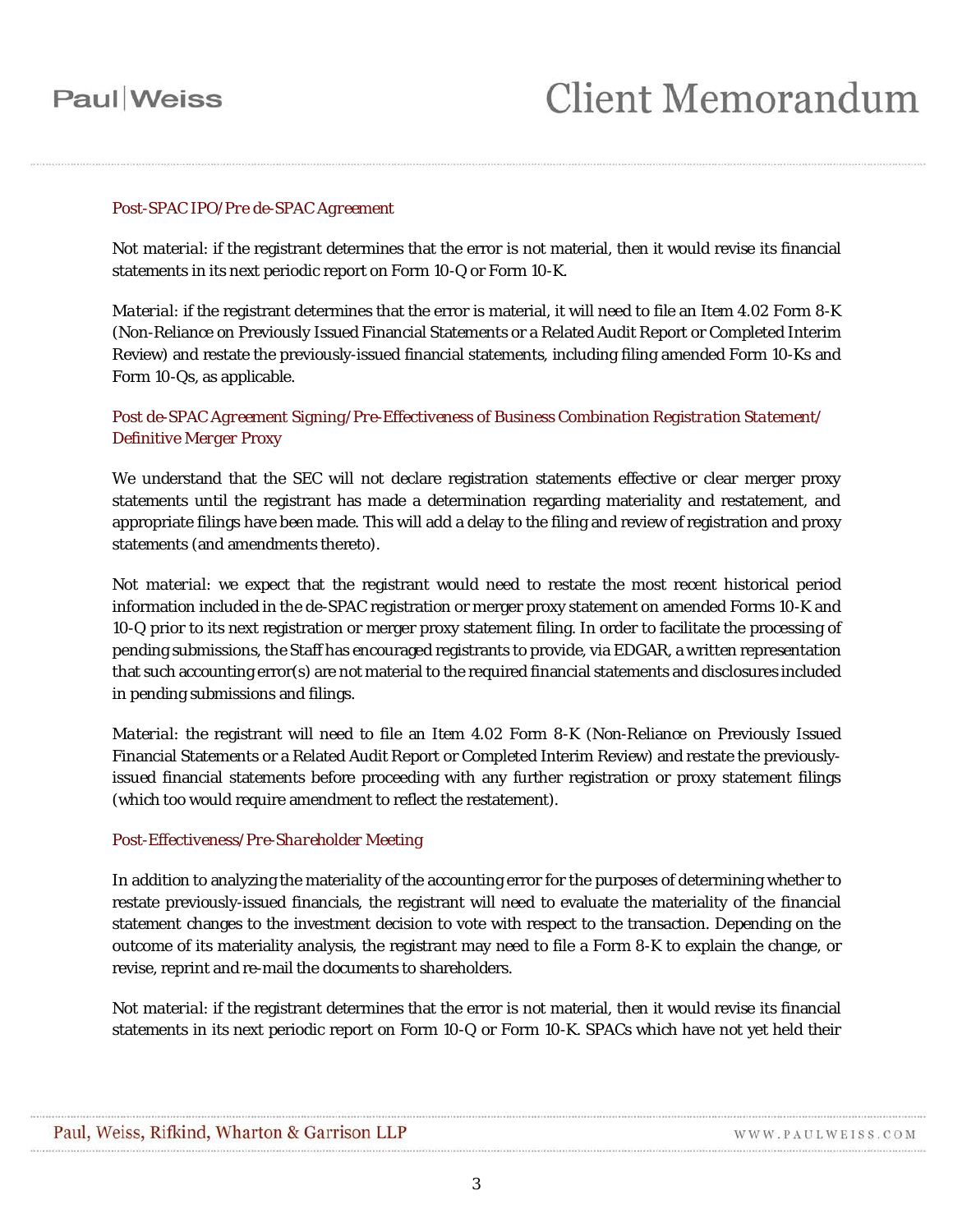#### *Post-SPAC IPO/Pre de-SPAC Agreement*

*Not material*: if the registrant determines that the error is not material, then it would revise its financial statements in its next periodic report on Form 10-Q or Form 10-K.

*Material*: if the registrant determines that the error is material, it will need to file an Item 4.02 Form 8-K (Non-Reliance on Previously Issued Financial Statements or a Related Audit Report or Completed Interim Review) and restate the previously-issued financial statements, including filing amended Form 10-Ks and Form 10-Qs, as applicable.

#### *Post de-SPAC Agreement Signing/Pre-Effectiveness of Business Combination Registration Statement/ Definitive Merger Proxy*

We understand that the SEC will not declare registration statements effective or clear merger proxy statements until the registrant has made a determination regarding materiality and restatement, and appropriate filings have been made. This will add a delay to the filing and review of registration and proxy statements (and amendments thereto).

*Not material*: we expect that the registrant would need to restate the most recent historical period information included in the de-SPAC registration or merger proxy statement on amended Forms 10-K and 10-Q prior to its next registration or merger proxy statement filing. In order to facilitate the processing of pending submissions, the Staff has encouraged registrants to provide, via EDGAR, a written representation that such accounting error(s) are not material to the required financial statements and disclosures included in pending submissions and filings.

*Material*: the registrant will need to file an Item 4.02 Form 8-K (Non-Reliance on Previously Issued Financial Statements or a Related Audit Report or Completed Interim Review) and restate the previously-issued financial statements before proceeding with any further registration or proxy statement filings (which too would require amendment to reflect the restatement).

#### *Post-Effectiveness/Pre-Shareholder Meeting*

In addition to analyzing the materiality of the accounting error for the purposes of determining whether to restate previously-issued financials, the registrant will need to evaluate the materiality of the financial statement changes to the investment decision to vote with respect to the transaction. Depending on the outcome of its materiality analysis, the registrant may need to file a Form 8-K to explain the change, or revise, reprint and re-mail the documents to shareholders.

*Not material*: if the registrant determines that the error is not material, then it would revise its financial statements in its next periodic report on Form 10-Q or Form 10-K. SPACs which have not yet held their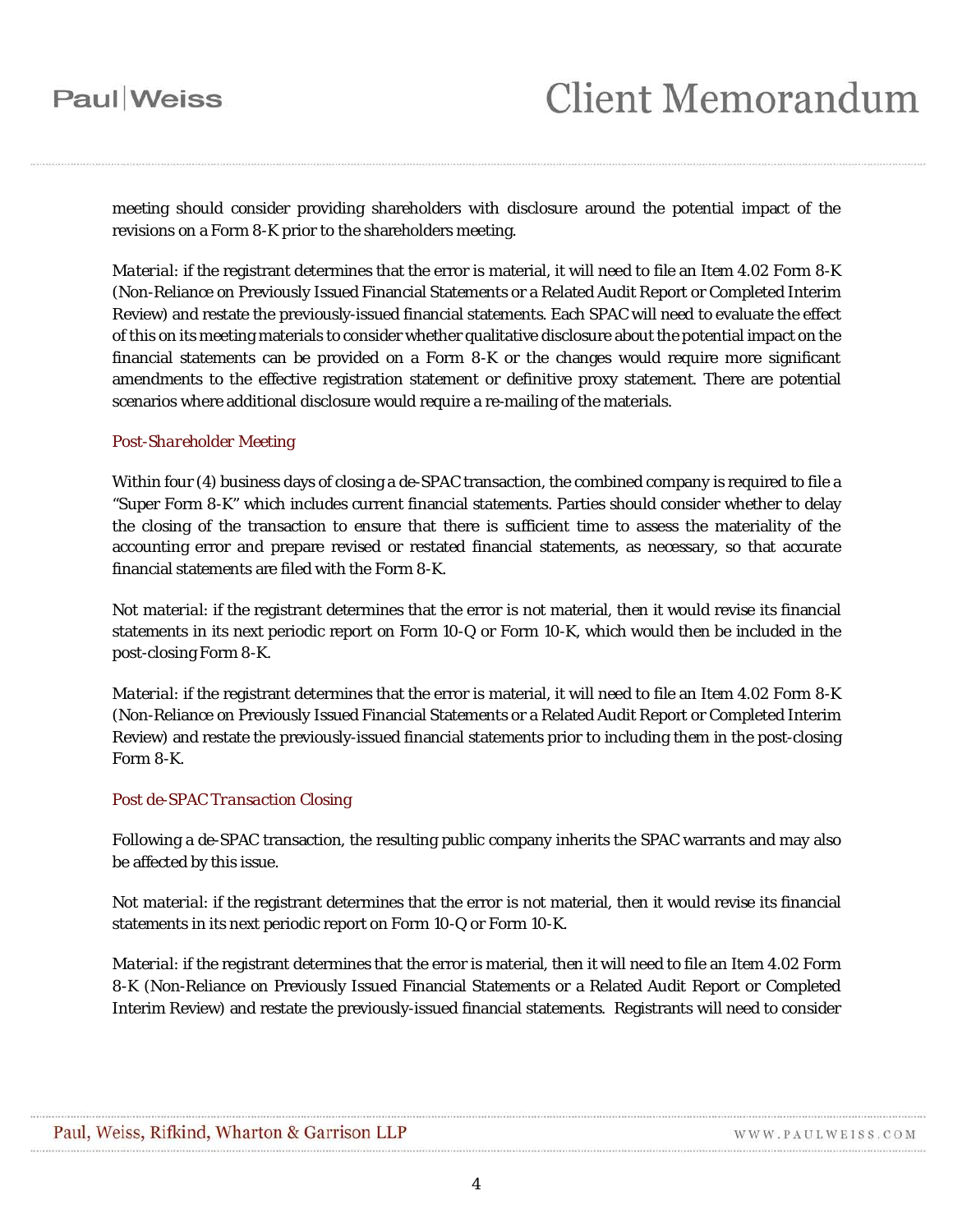meeting should consider providing shareholders with disclosure around the potential impact of the revisions on a Form 8-K prior to the shareholders meeting.

*Material*: if the registrant determines that the error is material, it will need to file an Item 4.02 Form 8-K (Non-Reliance on Previously Issued Financial Statements or a Related Audit Report or Completed Interim Review) and restate the previously-issued financial statements. Each SPAC will need to evaluate the effect of this on its meeting materials to consider whether qualitative disclosure about the potential impact on the financial statements can be provided on a Form 8-K or the changes would require more significant amendments to the effective registration statement or definitive proxy statement. There are potential scenarios where additional disclosure would require a re-mailing of the materials.

*Post-Shareholder Meeting*

Within four (4) business days of closing a de-SPAC transaction, the combined company is required to file a "Super Form 8-K" which includes current financial statements. Parties should consider whether to delay the closing of the transaction to ensure that there is sufficient time to assess the materiality of the accounting error and prepare revised or restated financial statements, as necessary, so that accurate financial statements are filed with the Form 8-K.

*Not material*: if the registrant determines that the error is not material, then it would revise its financial statements in its next periodic report on Form 10-Q or Form 10-K, which would then be included in the post-closing Form 8-K.

*Material*: if the registrant determines that the error is material, it will need to file an Item 4.02 Form 8-K (Non-Reliance on Previously Issued Financial Statements or a Related Audit Report or Completed Interim Review) and restate the previously-issued financial statements prior to including them in the post-closing Form 8-K.

*Post de-SPAC Transaction Closing*

Following a de-SPAC transaction, the resulting public company inherits the SPAC warrants and may also be affected by this issue.

*Not material*: if the registrant determines that the error is not material, then it would revise its financial statements in its next periodic report on Form 10-Q or Form 10-K.

*Material*: if the registrant determines that the error is material, then it will need to file an Item 4.02 Form 8-K (Non-Reliance on Previously Issued Financial Statements or a Related Audit Report or Completed Interim Review) and restate the previously-issued financial statements. Registrants will need to consider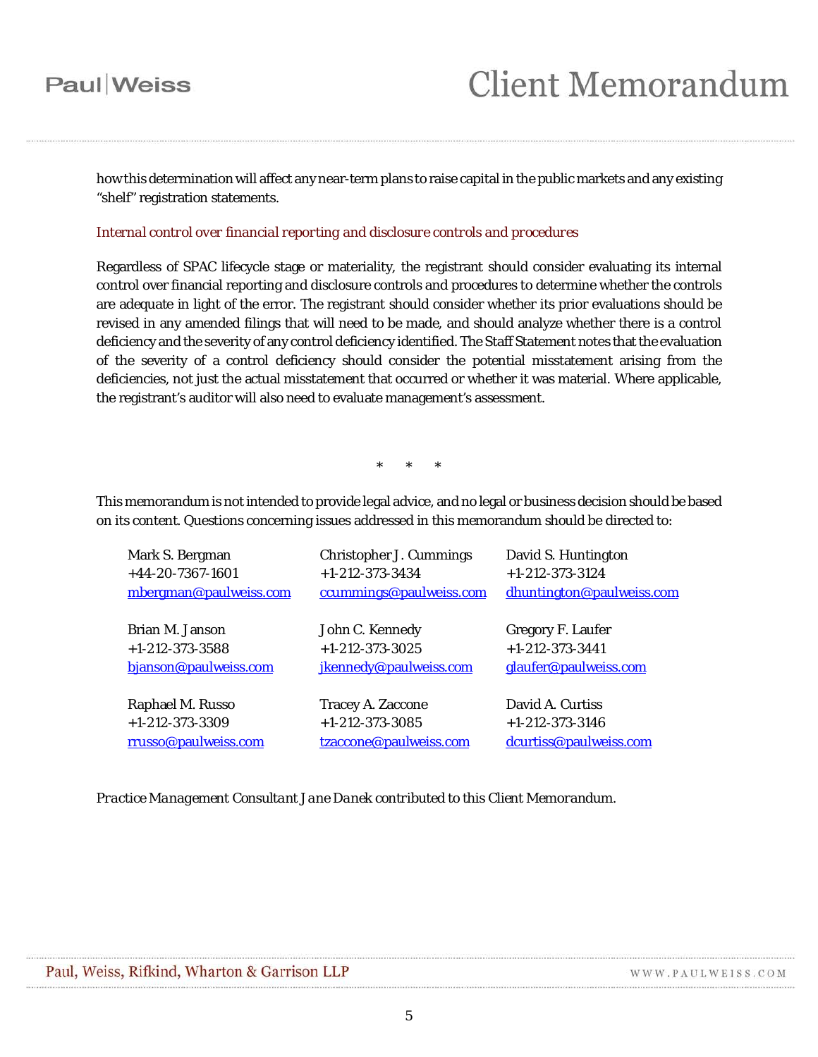how this determination will affect any near-term plans to raise capital in the public markets and any existing "shelf" registration statements.

### *Internal control over financial reporting and disclosure controls and procedures*

Regardless of SPAC lifecycle stage or materiality, the registrant should consider evaluating its internal control over financial reporting and disclosure controls and procedures to determine whether the controls are adequate in light of the error. The registrant should consider whether its prior evaluations should be revised in any amended filings that will need to be made, and should analyze whether there is a control deficiency and the severity of any control deficiency identified. The Staff Statement notes that the evaluation of the severity of a control deficiency should consider the potential misstatement arising from the deficiencies, not just the actual misstatement that occurred or whether it was material. Where applicable, the registrant's auditor will also need to evaluate management's assessment.

\* \* \*

This memorandum is not intended to provide legal advice, and no legal or business decision should be based on its content. Questions concerning issues addressed in this memorandum should be directed to:

| | | |
|---|---|---|
| Mark S. Bergman<br>+44-20-7367-1601<br>mbergman@paulweiss.com | Christopher J. Cummings<br>+1-212-373-3434<br>ccummings@paulweiss.com | David S. Huntington<br>+1-212-373-3124<br>dhuntington@paulweiss.com |
| Brian M. Janson<br>+1-212-373-3588<br>bjanson@paulweiss.com | John C. Kennedy<br>+1-212-373-3025<br>jkennedy@paulweiss.com | Gregory F. Laufer<br>+1-212-373-3441<br>glaufer@paulweiss.com |
| Raphael M. Russo<br>+1-212-373-3309<br>rrusso@paulweiss.com | Tracey A. Zaccone<br>+1-212-373-3085<br>tzaccone@paulweiss.com | David A. Curtiss<br>+1-212-373-3146<br>dcurtiss@paulweiss.com |

*Practice Management Consultant Jane Danek contributed to this Client Memorandum.*